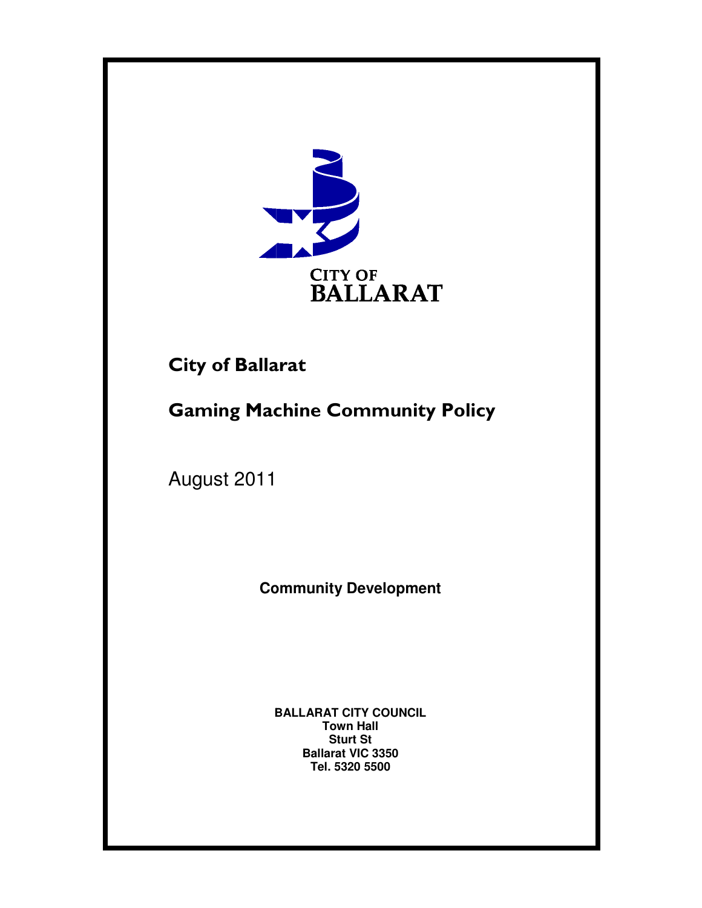CITY OF
BALLARAT

# City of Ballarat

# Gaming Machine Community Policy

August 2011

**Community Development**

**BALLARAT CITY COUNCIL**
**Town Hall**
**Sturt St**
**Ballarat VIC 3350**
**Tel. 5320 5500**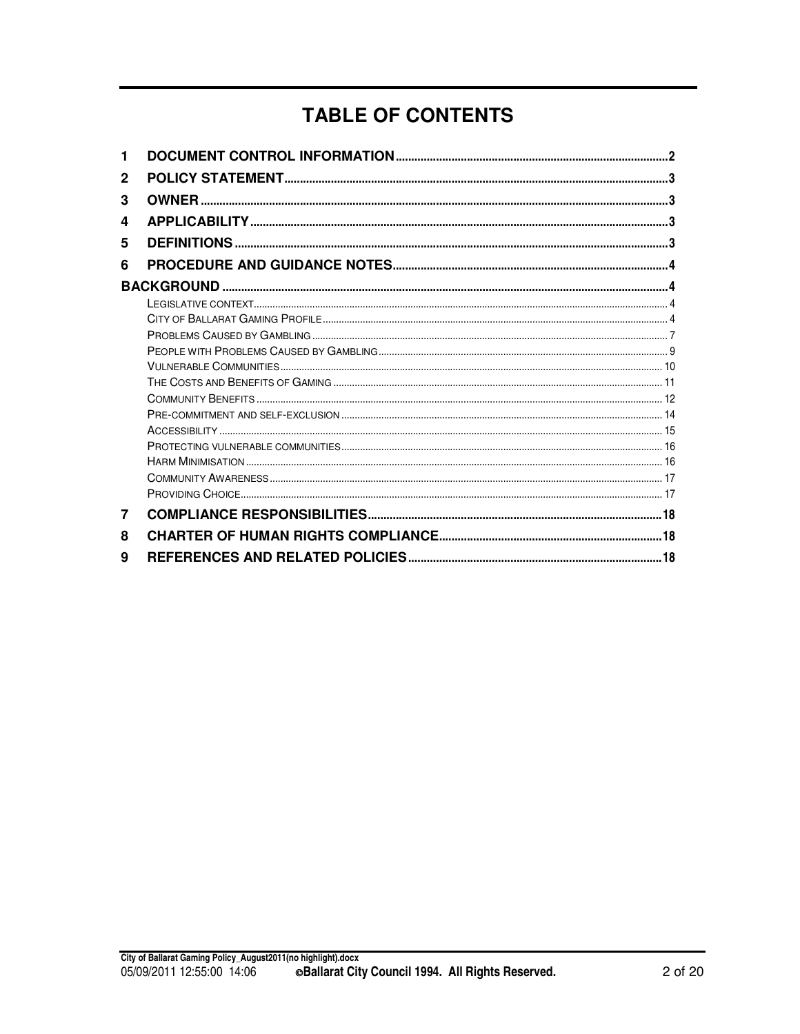# TABLE OF CONTENTS

1 DOCUMENT CONTROL INFORMATION ........ 2
2 POLICY STATEMENT ........ 3
3 OWNER ........ 3
4 APPLICABILITY ........ 3
5 DEFINITIONS ........ 3
6 PROCEDURE AND GUIDANCE NOTES ........ 4

BACKGROUND ........ 4

- LEGISLATIVE CONTEXT ........ 4
- CITY OF BALLARAT GAMING PROFILE ........ 4
- PROBLEMS CAUSED BY GAMBLING ........ 7
- PEOPLE WITH PROBLEMS CAUSED BY GAMBLING ........ 9
- VULNERABLE COMMUNITIES ........ 10
- THE COSTS AND BENEFITS OF GAMING ........ 11
- COMMUNITY BENEFITS ........ 12
- PRE-COMMITMENT AND SELF-EXCLUSION ........ 14
- ACCESSIBILITY ........ 15
- PROTECTING VULNERABLE COMMUNITIES ........ 16
- HARM MINIMISATION ........ 16
- COMMUNITY AWARENESS ........ 17
- PROVIDING CHOICE ........ 17

7 COMPLIANCE RESPONSIBILITIES ........ 18
8 CHARTER OF HUMAN RIGHTS COMPLIANCE ........ 18
9 REFERENCES AND RELATED POLICIES ........ 18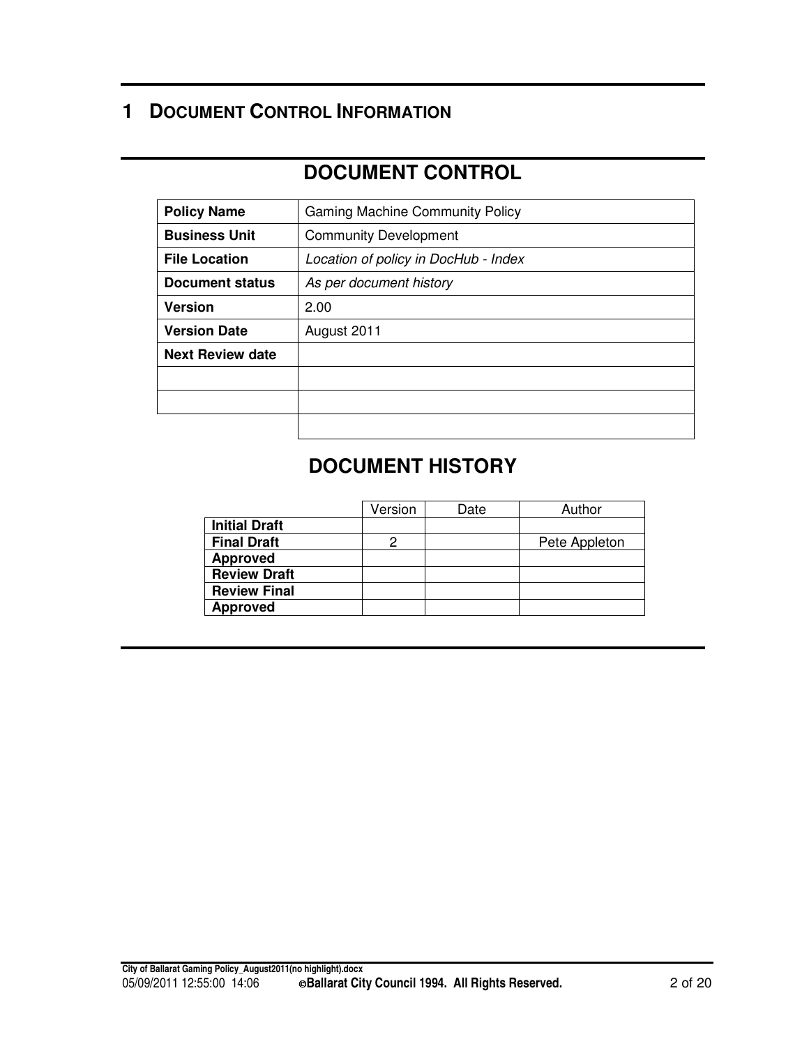# 1 DOCUMENT CONTROL INFORMATION

## DOCUMENT CONTROL

| **Policy Name** | Gaming Machine Community Policy |
|---|---|
| **Business Unit** | Community Development |
| **File Location** | *Location of policy in DocHub - Index* |
| **Document status** | *As per document history* |
| **Version** | 2.00 |
| **Version Date** | August 2011 |
| **Next Review date** | |
| | |
| | |
| | |

## DOCUMENT HISTORY

| | Version | Date | Author |
|---|---|---|---|
| **Initial Draft** | | | |
| **Final Draft** | 2 | | Pete Appleton |
| **Approved** | | | |
| **Review Draft** | | | |
| **Review Final** | | | |
| **Approved** | | | |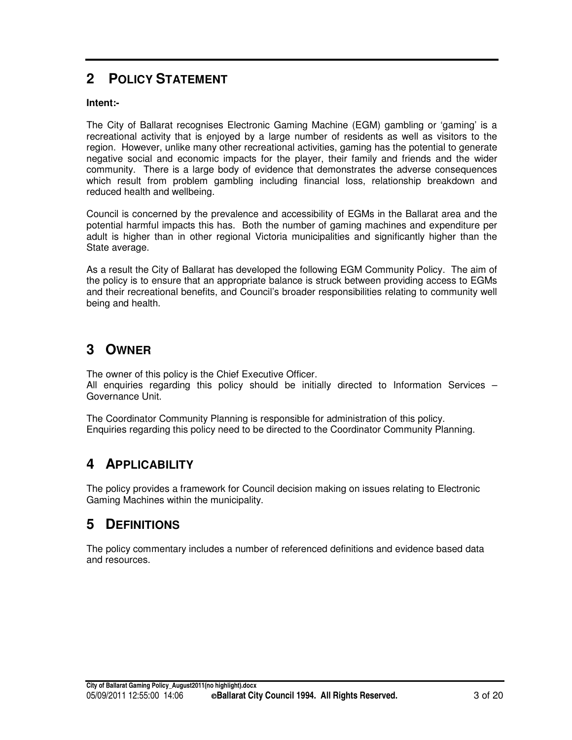## 2 POLICY STATEMENT

**Intent:-**

The City of Ballarat recognises Electronic Gaming Machine (EGM) gambling or 'gaming' is a recreational activity that is enjoyed by a large number of residents as well as visitors to the region. However, unlike many other recreational activities, gaming has the potential to generate negative social and economic impacts for the player, their family and friends and the wider community. There is a large body of evidence that demonstrates the adverse consequences which result from problem gambling including financial loss, relationship breakdown and reduced health and wellbeing.

Council is concerned by the prevalence and accessibility of EGMs in the Ballarat area and the potential harmful impacts this has. Both the number of gaming machines and expenditure per adult is higher than in other regional Victoria municipalities and significantly higher than the State average.

As a result the City of Ballarat has developed the following EGM Community Policy. The aim of the policy is to ensure that an appropriate balance is struck between providing access to EGMs and their recreational benefits, and Council's broader responsibilities relating to community well being and health.

## 3 OWNER

The owner of this policy is the Chief Executive Officer.
All enquiries regarding this policy should be initially directed to Information Services – Governance Unit.

The Coordinator Community Planning is responsible for administration of this policy.
Enquiries regarding this policy need to be directed to the Coordinator Community Planning.

## 4 APPLICABILITY

The policy provides a framework for Council decision making on issues relating to Electronic Gaming Machines within the municipality.

## 5 DEFINITIONS

The policy commentary includes a number of referenced definitions and evidence based data and resources.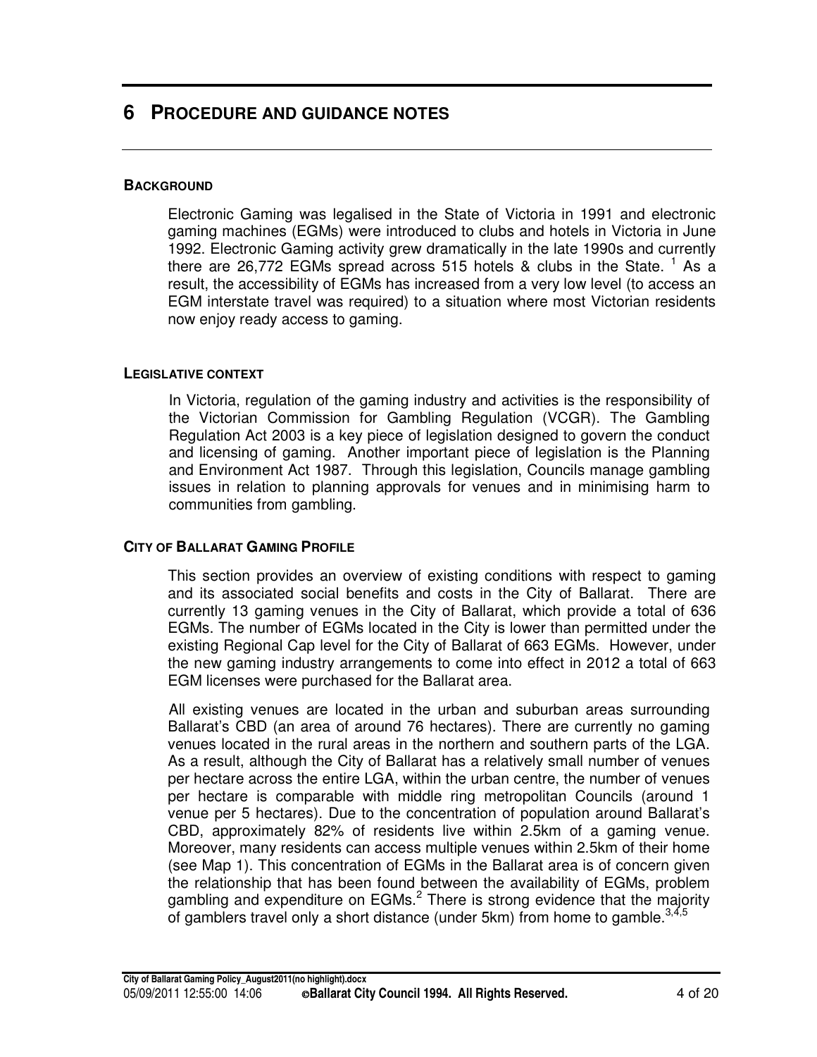# 6 PROCEDURE AND GUIDANCE NOTES

### BACKGROUND

Electronic Gaming was legalised in the State of Victoria in 1991 and electronic gaming machines (EGMs) were introduced to clubs and hotels in Victoria in June 1992. Electronic Gaming activity grew dramatically in the late 1990s and currently there are 26,772 EGMs spread across 515 hotels & clubs in the State. [1] As a result, the accessibility of EGMs has increased from a very low level (to access an EGM interstate travel was required) to a situation where most Victorian residents now enjoy ready access to gaming.

### LEGISLATIVE CONTEXT

In Victoria, regulation of the gaming industry and activities is the responsibility of the Victorian Commission for Gambling Regulation (VCGR). The Gambling Regulation Act 2003 is a key piece of legislation designed to govern the conduct and licensing of gaming. Another important piece of legislation is the Planning and Environment Act 1987. Through this legislation, Councils manage gambling issues in relation to planning approvals for venues and in minimising harm to communities from gambling.

### CITY OF BALLARAT GAMING PROFILE

This section provides an overview of existing conditions with respect to gaming and its associated social benefits and costs in the City of Ballarat. There are currently 13 gaming venues in the City of Ballarat, which provide a total of 636 EGMs. The number of EGMs located in the City is lower than permitted under the existing Regional Cap level for the City of Ballarat of 663 EGMs. However, under the new gaming industry arrangements to come into effect in 2012 a total of 663 EGM licenses were purchased for the Ballarat area.

All existing venues are located in the urban and suburban areas surrounding Ballarat's CBD (an area of around 76 hectares). There are currently no gaming venues located in the rural areas in the northern and southern parts of the LGA. As a result, although the City of Ballarat has a relatively small number of venues per hectare across the entire LGA, within the urban centre, the number of venues per hectare is comparable with middle ring metropolitan Councils (around 1 venue per 5 hectares). Due to the concentration of population around Ballarat's CBD, approximately 82% of residents live within 2.5km of a gaming venue. Moreover, many residents can access multiple venues within 2.5km of their home (see Map 1). This concentration of EGMs in the Ballarat area is of concern given the relationship that has been found between the availability of EGMs, problem gambling and expenditure on EGMs.[2] There is strong evidence that the majority of gamblers travel only a short distance (under 5km) from home to gamble.[3,4,5]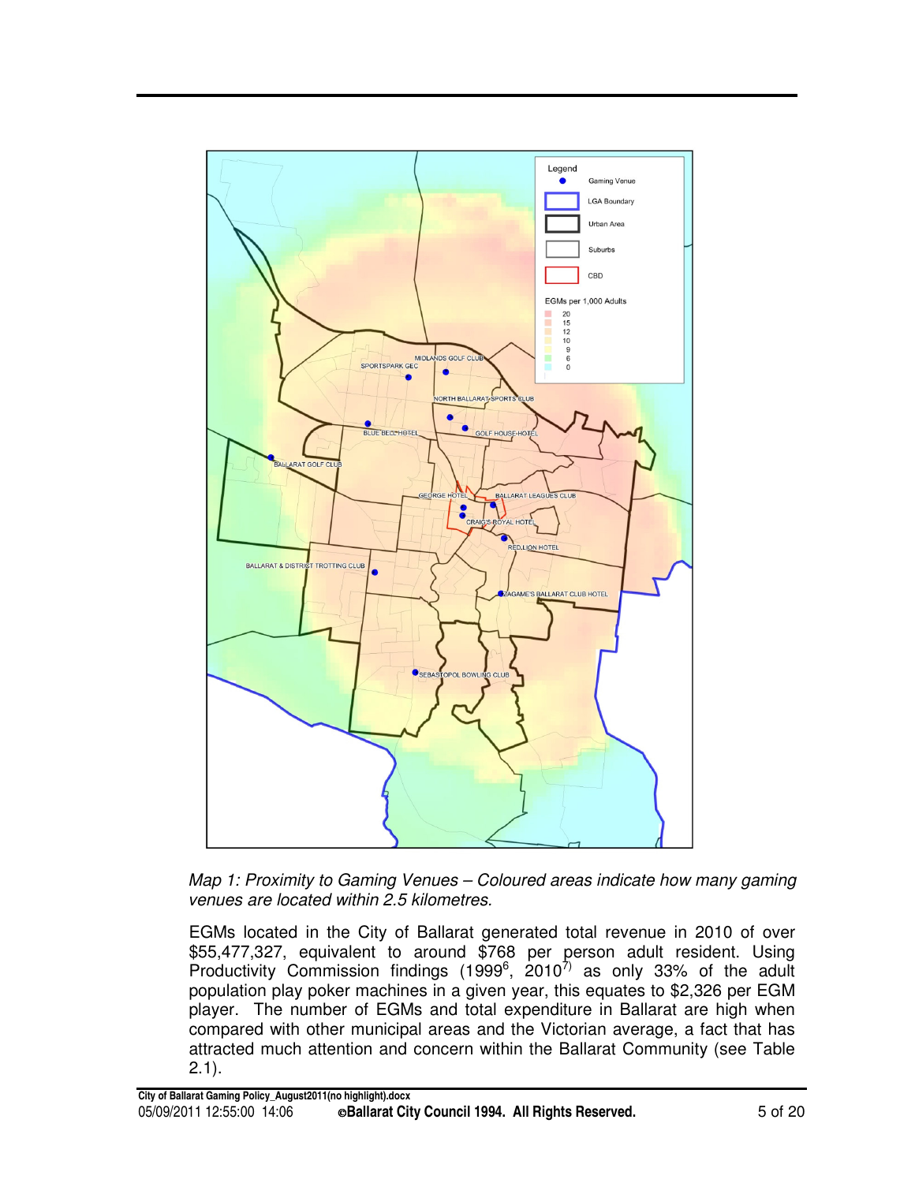*Map 1: Proximity to Gaming Venues – Coloured areas indicate how many gaming venues are located within 2.5 kilometres.*

EGMs located in the City of Ballarat generated total revenue in 2010 of over $55,477,327, equivalent to around $768 per person adult resident. Using Productivity Commission findings (1999[6], 2010[7]) as only 33% of the adult population play poker machines in a given year, this equates to $2,326 per EGM player. The number of EGMs and total expenditure in Ballarat are high when compared with other municipal areas and the Victorian average, a fact that has attracted much attention and concern within the Ballarat Community (see Table 2.1).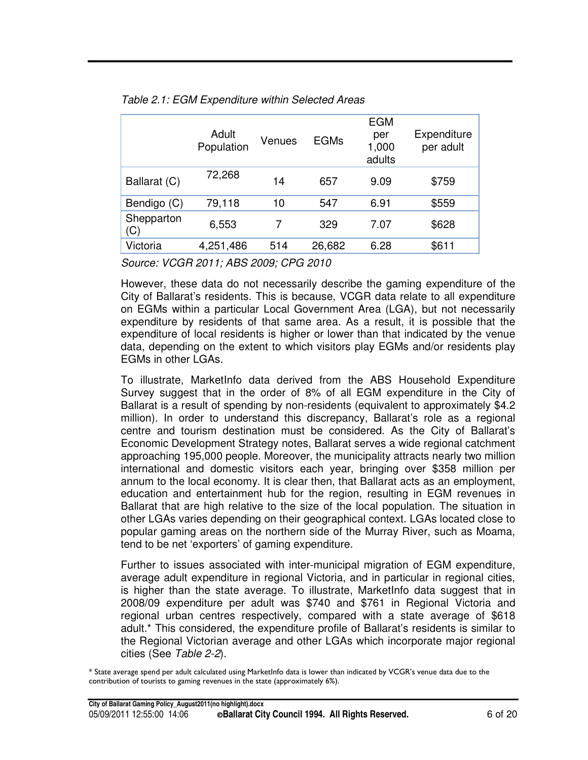*Table 2.1: EGM Expenditure within Selected Areas*

| | Adult Population | Venues | EGMs | EGM per 1,000 adults | Expenditure per adult |
|---|---|---|---|---|---|
| Ballarat (C) | 72,268 | 14 | 657 | 9.09 | $759 |
| Bendigo (C) | 79,118 | 10 | 547 | 6.91 | $559 |
| Shepparton (C) | 6,553 | 7 | 329 | 7.07 | $628 |
| Victoria | 4,251,486 | 514 | 26,682 | 6.28 | $611 |

*Source: VCGR 2011; ABS 2009; CPG 2010*

However, these data do not necessarily describe the gaming expenditure of the City of Ballarat's residents. This is because, VCGR data relate to all expenditure on EGMs within a particular Local Government Area (LGA), but not necessarily expenditure by residents of that same area. As a result, it is possible that the expenditure of local residents is higher or lower than that indicated by the venue data, depending on the extent to which visitors play EGMs and/or residents play EGMs in other LGAs.

To illustrate, MarketInfo data derived from the ABS Household Expenditure Survey suggest that in the order of 8% of all EGM expenditure in the City of Ballarat is a result of spending by non-residents (equivalent to approximately $4.2 million). In order to understand this discrepancy, Ballarat's role as a regional centre and tourism destination must be considered. As the City of Ballarat's Economic Development Strategy notes, Ballarat serves a wide regional catchment approaching 195,000 people. Moreover, the municipality attracts nearly two million international and domestic visitors each year, bringing over $358 million per annum to the local economy. It is clear then, that Ballarat acts as an employment, education and entertainment hub for the region, resulting in EGM revenues in Ballarat that are high relative to the size of the local population. The situation in other LGAs varies depending on their geographical context. LGAs located close to popular gaming areas on the northern side of the Murray River, such as Moama, tend to be net 'exporters' of gaming expenditure.

Further to issues associated with inter-municipal migration of EGM expenditure, average adult expenditure in regional Victoria, and in particular in regional cities, is higher than the state average. To illustrate, MarketInfo data suggest that in 2008/09 expenditure per adult was $740 and $761 in Regional Victoria and regional urban centres respectively, compared with a state average of $618 adult.* This considered, the expenditure profile of Ballarat's residents is similar to the Regional Victorian average and other LGAs which incorporate major regional cities (See *Table 2-2*).

* State average spend per adult calculated using MarketInfo data is lower than indicated by VCGR's venue data due to the contribution of tourists to gaming revenues in the state (approximately 6%).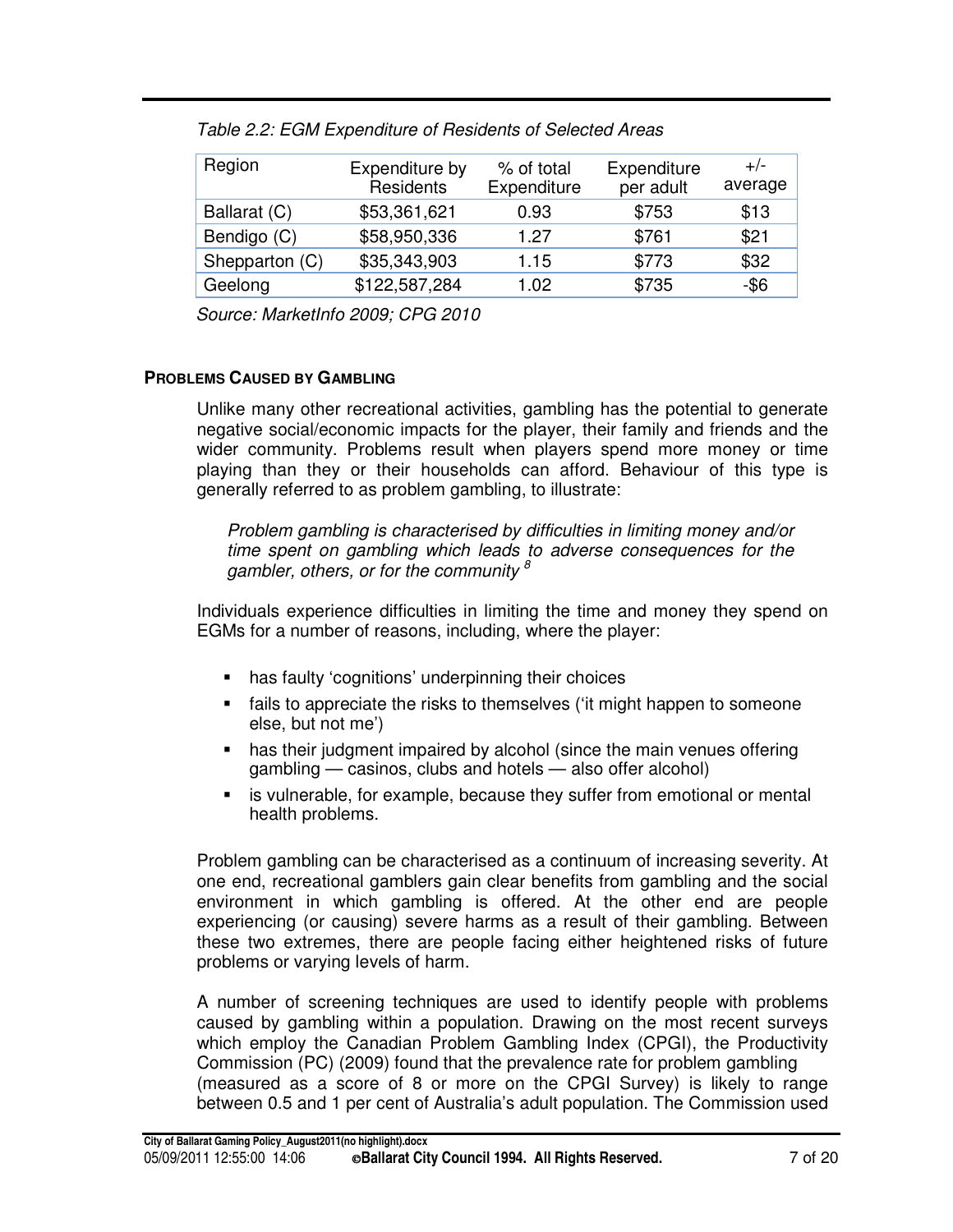*Table 2.2: EGM Expenditure of Residents of Selected Areas*

| Region | Expenditure by Residents | % of total Expenditure | Expenditure per adult | +/- average |
|---|---|---|---|---|
| Ballarat (C) | $53,361,621 | 0.93 | $753 | $13 |
| Bendigo (C) | $58,950,336 | 1.27 | $761 | $21 |
| Shepparton (C) | $35,343,903 | 1.15 | $773 | $32 |
| Geelong | $122,587,284 | 1.02 | $735 | -$6 |

*Source: MarketInfo 2009; CPG 2010*

**PROBLEMS CAUSED BY GAMBLING**

Unlike many other recreational activities, gambling has the potential to generate negative social/economic impacts for the player, their family and friends and the wider community. Problems result when players spend more money or time playing than they or their households can afford. Behaviour of this type is generally referred to as problem gambling, to illustrate:

> *Problem gambling is characterised by difficulties in limiting money and/or time spent on gambling which leads to adverse consequences for the gambler, others, or for the community* [8]

Individuals experience difficulties in limiting the time and money they spend on EGMs for a number of reasons, including, where the player:

- has faulty 'cognitions' underpinning their choices
- fails to appreciate the risks to themselves ('it might happen to someone else, but not me')
- has their judgment impaired by alcohol (since the main venues offering gambling — casinos, clubs and hotels — also offer alcohol)
- is vulnerable, for example, because they suffer from emotional or mental health problems.

Problem gambling can be characterised as a continuum of increasing severity. At one end, recreational gamblers gain clear benefits from gambling and the social environment in which gambling is offered. At the other end are people experiencing (or causing) severe harms as a result of their gambling. Between these two extremes, there are people facing either heightened risks of future problems or varying levels of harm.

A number of screening techniques are used to identify people with problems caused by gambling within a population. Drawing on the most recent surveys which employ the Canadian Problem Gambling Index (CPGI), the Productivity Commission (PC) (2009) found that the prevalence rate for problem gambling (measured as a score of 8 or more on the CPGI Survey) is likely to range between 0.5 and 1 per cent of Australia's adult population. The Commission used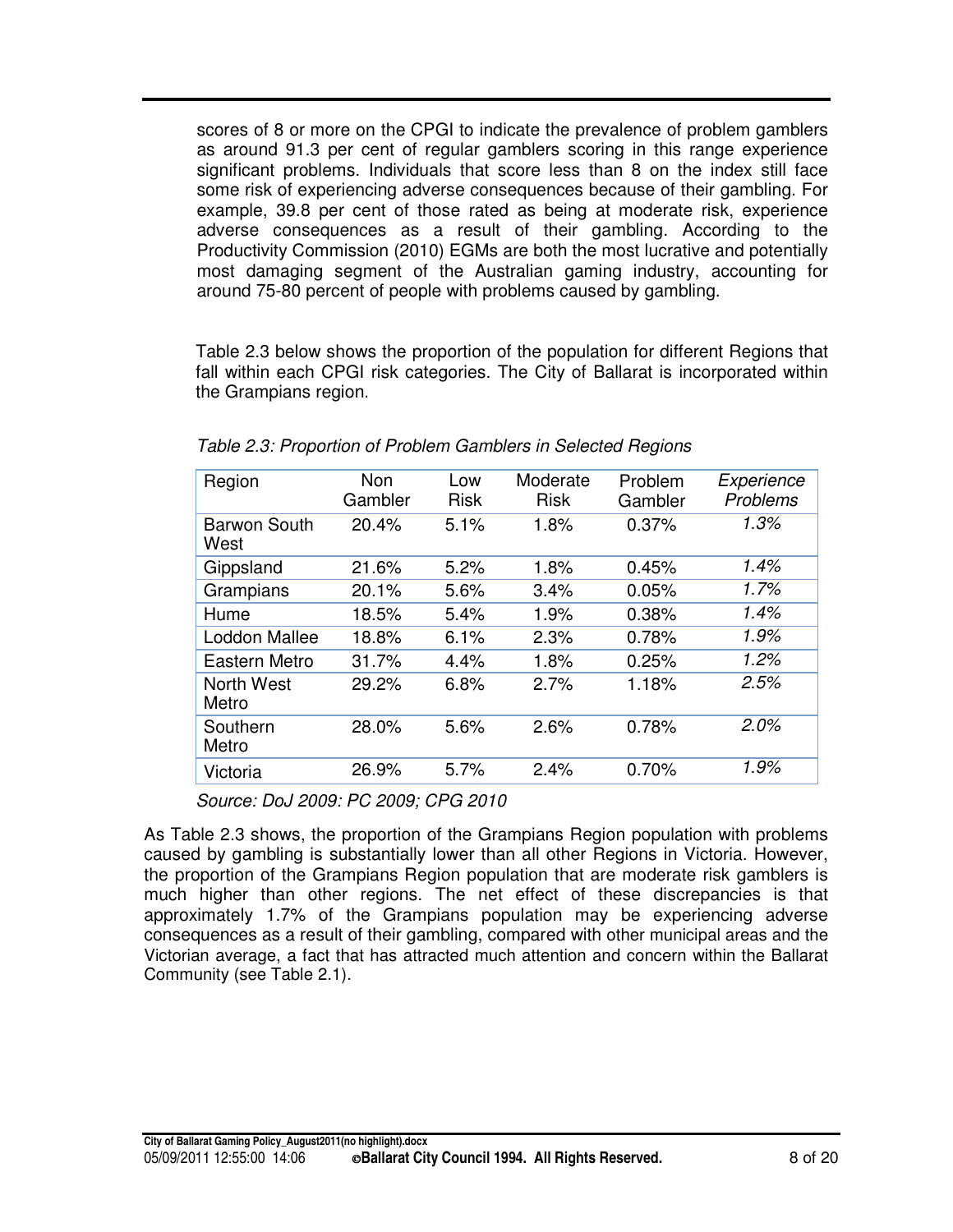scores of 8 or more on the CPGI to indicate the prevalence of problem gamblers as around 91.3 per cent of regular gamblers scoring in this range experience significant problems. Individuals that score less than 8 on the index still face some risk of experiencing adverse consequences because of their gambling. For example, 39.8 per cent of those rated as being at moderate risk, experience adverse consequences as a result of their gambling. According to the Productivity Commission (2010) EGMs are both the most lucrative and potentially most damaging segment of the Australian gaming industry, accounting for around 75-80 percent of people with problems caused by gambling.

Table 2.3 below shows the proportion of the population for different Regions that fall within each CPGI risk categories. The City of Ballarat is incorporated within the Grampians region.

*Table 2.3: Proportion of Problem Gamblers in Selected Regions*

| Region | Non Gambler | Low Risk | Moderate Risk | Problem Gambler | *Experience Problems* |
|---|---|---|---|---|---|
| Barwon South West | 20.4% | 5.1% | 1.8% | 0.37% | *1.3%* |
| Gippsland | 21.6% | 5.2% | 1.8% | 0.45% | *1.4%* |
| Grampians | 20.1% | 5.6% | 3.4% | 0.05% | *1.7%* |
| Hume | 18.5% | 5.4% | 1.9% | 0.38% | *1.4%* |
| Loddon Mallee | 18.8% | 6.1% | 2.3% | 0.78% | *1.9%* |
| Eastern Metro | 31.7% | 4.4% | 1.8% | 0.25% | *1.2%* |
| North West Metro | 29.2% | 6.8% | 2.7% | 1.18% | *2.5%* |
| Southern Metro | 28.0% | 5.6% | 2.6% | 0.78% | *2.0%* |
| Victoria | 26.9% | 5.7% | 2.4% | 0.70% | *1.9%* |

*Source: DoJ 2009: PC 2009; CPG 2010*

As Table 2.3 shows, the proportion of the Grampians Region population with problems caused by gambling is substantially lower than all other Regions in Victoria. However, the proportion of the Grampians Region population that are moderate risk gamblers is much higher than other regions. The net effect of these discrepancies is that approximately 1.7% of the Grampians population may be experiencing adverse consequences as a result of their gambling, compared with other municipal areas and the Victorian average, a fact that has attracted much attention and concern within the Ballarat Community (see Table 2.1).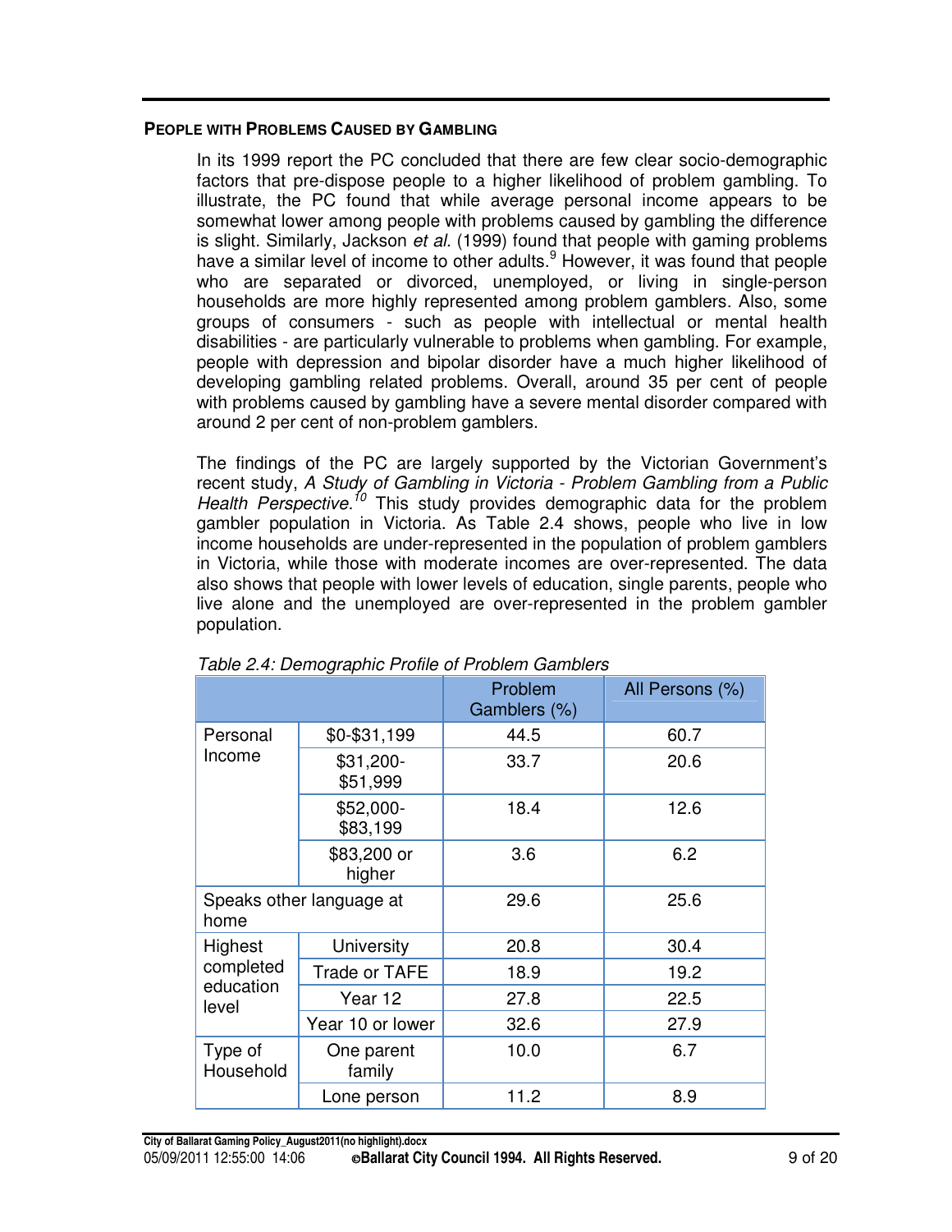## People with Problems Caused by Gambling

In its 1999 report the PC concluded that there are few clear socio-demographic factors that pre-dispose people to a higher likelihood of problem gambling. To illustrate, the PC found that while average personal income appears to be somewhat lower among people with problems caused by gambling the difference is slight. Similarly, Jackson *et al.* (1999) found that people with gaming problems have a similar level of income to other adults.[9] However, it was found that people who are separated or divorced, unemployed, or living in single-person households are more highly represented among problem gamblers. Also, some groups of consumers - such as people with intellectual or mental health disabilities - are particularly vulnerable to problems when gambling. For example, people with depression and bipolar disorder have a much higher likelihood of developing gambling related problems. Overall, around 35 per cent of people with problems caused by gambling have a severe mental disorder compared with around 2 per cent of non-problem gamblers.

The findings of the PC are largely supported by the Victorian Government's recent study, *A Study of Gambling in Victoria - Problem Gambling from a Public Health Perspective.*[10] This study provides demographic data for the problem gambler population in Victoria. As Table 2.4 shows, people who live in low income households are under-represented in the population of problem gamblers in Victoria, while those with moderate incomes are over-represented. The data also shows that people with lower levels of education, single parents, people who live alone and the unemployed are over-represented in the problem gambler population.

*Table 2.4: Demographic Profile of Problem Gamblers*

| | | Problem Gamblers (%) | All Persons (%) |
|---|---|---|---|
| Personal Income | $0-$31,199 | 44.5 | 60.7 |
| | $31,200-$51,999 | 33.7 | 20.6 |
| | $52,000-$83,199 | 18.4 | 12.6 |
| | $83,200 or higher | 3.6 | 6.2 |
| Speaks other language at home | | 29.6 | 25.6 |
| Highest completed education level | University | 20.8 | 30.4 |
| | Trade or TAFE | 18.9 | 19.2 |
| | Year 12 | 27.8 | 22.5 |
| | Year 10 or lower | 32.6 | 27.9 |
| Type of Household | One parent family | 10.0 | 6.7 |
| | Lone person | 11.2 | 8.9 |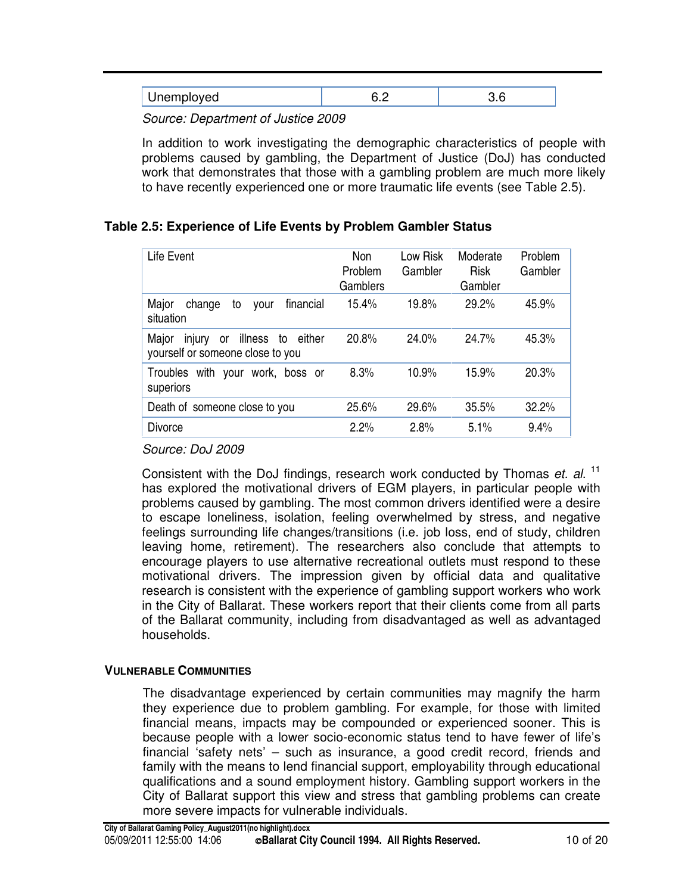| Unemployed | 6.2 | 3.6 |
|---|---|---|

*Source: Department of Justice 2009*

In addition to work investigating the demographic characteristics of people with problems caused by gambling, the Department of Justice (DoJ) has conducted work that demonstrates that those with a gambling problem are much more likely to have recently experienced one or more traumatic life events (see Table 2.5).

**Table 2.5: Experience of Life Events by Problem Gambler Status**

| Life Event | Non Problem Gamblers | Low Risk Gambler | Moderate Risk Gambler | Problem Gambler |
|---|---|---|---|---|
| Major change to your financial situation | 15.4% | 19.8% | 29.2% | 45.9% |
| Major injury or illness to either yourself or someone close to you | 20.8% | 24.0% | 24.7% | 45.3% |
| Troubles with your work, boss or superiors | 8.3% | 10.9% | 15.9% | 20.3% |
| Death of someone close to you | 25.6% | 29.6% | 35.5% | 32.2% |
| Divorce | 2.2% | 2.8% | 5.1% | 9.4% |

*Source: DoJ 2009*

Consistent with the DoJ findings, research work conducted by Thomas *et. al.* [11] has explored the motivational drivers of EGM players, in particular people with problems caused by gambling. The most common drivers identified were a desire to escape loneliness, isolation, feeling overwhelmed by stress, and negative feelings surrounding life changes/transitions (i.e. job loss, end of study, children leaving home, retirement). The researchers also conclude that attempts to encourage players to use alternative recreational outlets must respond to these motivational drivers. The impression given by official data and qualitative research is consistent with the experience of gambling support workers who work in the City of Ballarat. These workers report that their clients come from all parts of the Ballarat community, including from disadvantaged as well as advantaged households.

#### VULNERABLE COMMUNITIES

The disadvantage experienced by certain communities may magnify the harm they experience due to problem gambling. For example, for those with limited financial means, impacts may be compounded or experienced sooner. This is because people with a lower socio-economic status tend to have fewer of life's financial 'safety nets' – such as insurance, a good credit record, friends and family with the means to lend financial support, employability through educational qualifications and a sound employment history. Gambling support workers in the City of Ballarat support this view and stress that gambling problems can create more severe impacts for vulnerable individuals.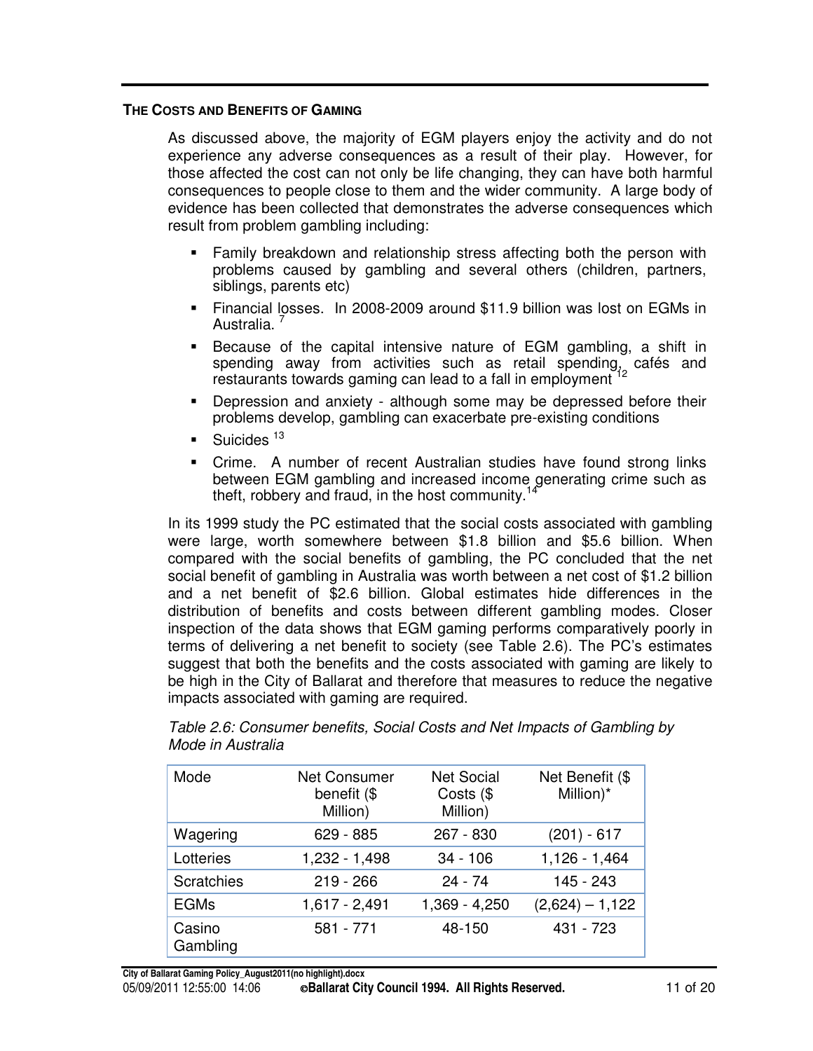## THE COSTS AND BENEFITS OF GAMING

As discussed above, the majority of EGM players enjoy the activity and do not experience any adverse consequences as a result of their play. However, for those affected the cost can not only be life changing, they can have both harmful consequences to people close to them and the wider community. A large body of evidence has been collected that demonstrates the adverse consequences which result from problem gambling including:

- Family breakdown and relationship stress affecting both the person with problems caused by gambling and several others (children, partners, siblings, parents etc)
- Financial losses. In 2008-2009 around $11.9 billion was lost on EGMs in Australia. [7]
- Because of the capital intensive nature of EGM gambling, a shift in spending away from activities such as retail spending, cafés and restaurants towards gaming can lead to a fall in employment [12]
- Depression and anxiety - although some may be depressed before their problems develop, gambling can exacerbate pre-existing conditions
- Suicides [13]
- Crime. A number of recent Australian studies have found strong links between EGM gambling and increased income generating crime such as theft, robbery and fraud, in the host community.[14]

In its 1999 study the PC estimated that the social costs associated with gambling were large, worth somewhere between $1.8 billion and $5.6 billion. When compared with the social benefits of gambling, the PC concluded that the net social benefit of gambling in Australia was worth between a net cost of $1.2 billion and a net benefit of $2.6 billion. Global estimates hide differences in the distribution of benefits and costs between different gambling modes. Closer inspection of the data shows that EGM gaming performs comparatively poorly in terms of delivering a net benefit to society (see Table 2.6). The PC's estimates suggest that both the benefits and the costs associated with gaming are likely to be high in the City of Ballarat and therefore that measures to reduce the negative impacts associated with gaming are required.

*Table 2.6: Consumer benefits, Social Costs and Net Impacts of Gambling by Mode in Australia*

| Mode | Net Consumer benefit ($ Million) | Net Social Costs ($ Million) | Net Benefit ($ Million)* |
|---|---|---|---|
| Wagering | 629 - 885 | 267 - 830 | (201) - 617 |
| Lotteries | 1,232 - 1,498 | 34 - 106 | 1,126 - 1,464 |
| Scratchies | 219 - 266 | 24 - 74 | 145 - 243 |
| EGMs | 1,617 - 2,491 | 1,369 - 4,250 | (2,624) – 1,122 |
| Casino Gambling | 581 - 771 | 48-150 | 431 - 723 |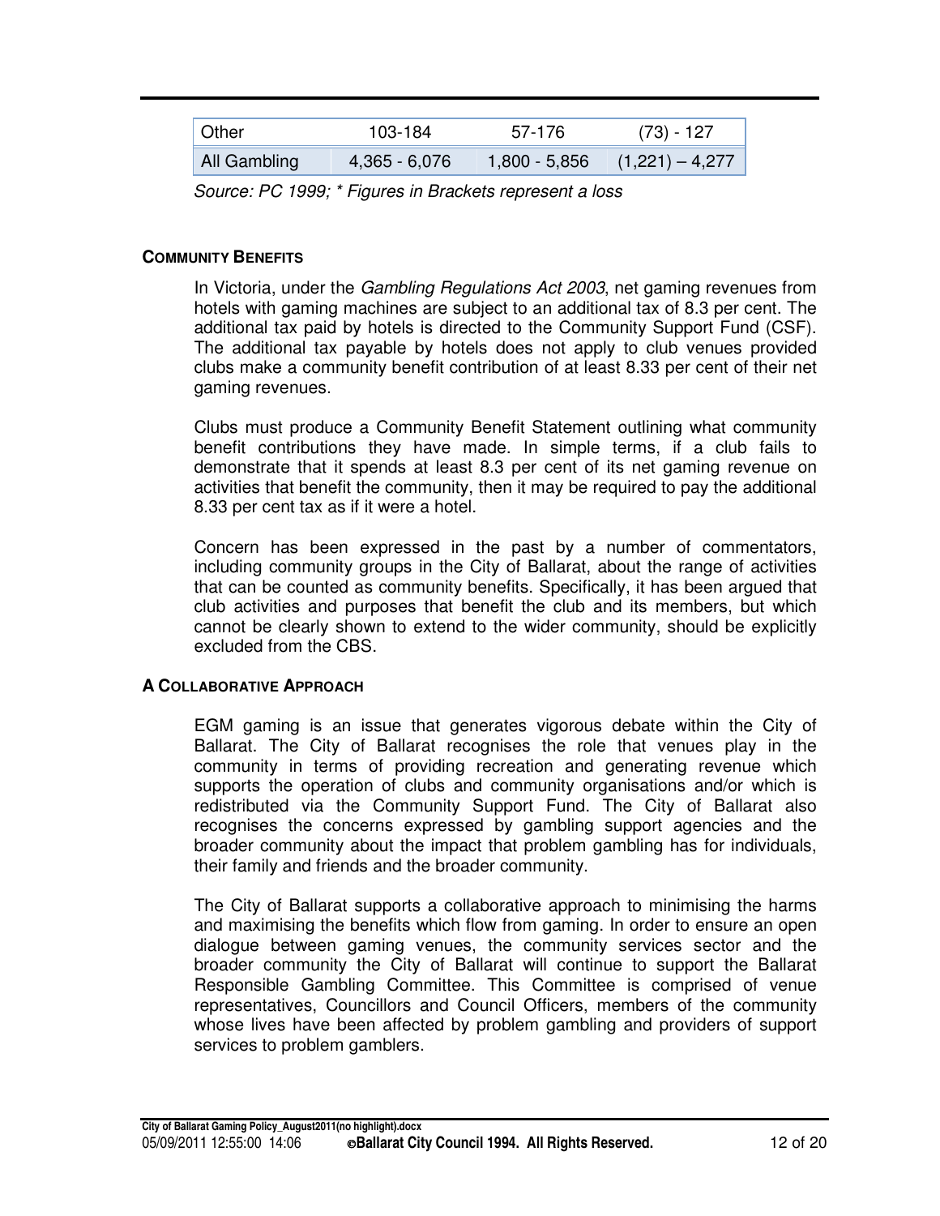| Other | 103-184 | 57-176 | (73) - 127 |
|---|---|---|---|
| All Gambling | 4,365 - 6,076 | 1,800 - 5,856 | (1,221) – 4,277 |

*Source: PC 1999; * Figures in Brackets represent a loss*

#### COMMUNITY BENEFITS

In Victoria, under the *Gambling Regulations Act 2003*, net gaming revenues from hotels with gaming machines are subject to an additional tax of 8.3 per cent. The additional tax paid by hotels is directed to the Community Support Fund (CSF). The additional tax payable by hotels does not apply to club venues provided clubs make a community benefit contribution of at least 8.33 per cent of their net gaming revenues.

Clubs must produce a Community Benefit Statement outlining what community benefit contributions they have made. In simple terms, if a club fails to demonstrate that it spends at least 8.3 per cent of its net gaming revenue on activities that benefit the community, then it may be required to pay the additional 8.33 per cent tax as if it were a hotel.

Concern has been expressed in the past by a number of commentators, including community groups in the City of Ballarat, about the range of activities that can be counted as community benefits. Specifically, it has been argued that club activities and purposes that benefit the club and its members, but which cannot be clearly shown to extend to the wider community, should be explicitly excluded from the CBS.

#### A COLLABORATIVE APPROACH

EGM gaming is an issue that generates vigorous debate within the City of Ballarat. The City of Ballarat recognises the role that venues play in the community in terms of providing recreation and generating revenue which supports the operation of clubs and community organisations and/or which is redistributed via the Community Support Fund. The City of Ballarat also recognises the concerns expressed by gambling support agencies and the broader community about the impact that problem gambling has for individuals, their family and friends and the broader community.

The City of Ballarat supports a collaborative approach to minimising the harms and maximising the benefits which flow from gaming. In order to ensure an open dialogue between gaming venues, the community services sector and the broader community the City of Ballarat will continue to support the Ballarat Responsible Gambling Committee. This Committee is comprised of venue representatives, Councillors and Council Officers, members of the community whose lives have been affected by problem gambling and providers of support services to problem gamblers.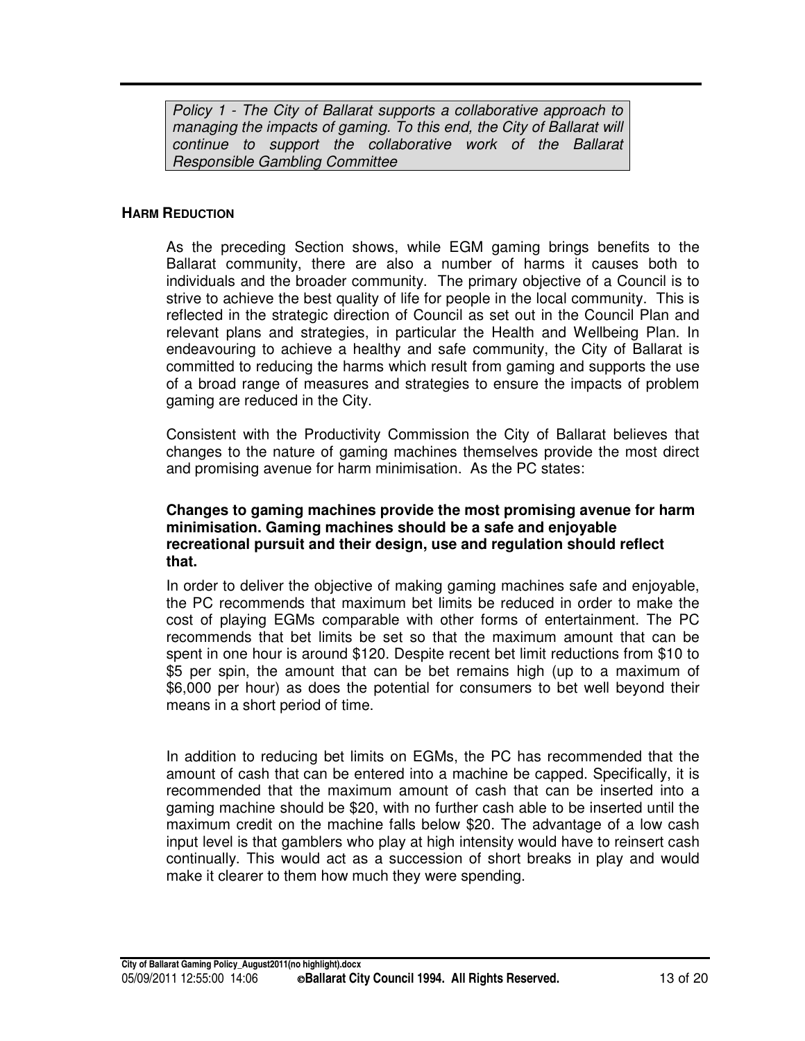*Policy 1 - The City of Ballarat supports a collaborative approach to managing the impacts of gaming. To this end, the City of Ballarat will continue to support the collaborative work of the Ballarat Responsible Gambling Committee*

## HARM REDUCTION

As the preceding Section shows, while EGM gaming brings benefits to the Ballarat community, there are also a number of harms it causes both to individuals and the broader community. The primary objective of a Council is to strive to achieve the best quality of life for people in the local community. This is reflected in the strategic direction of Council as set out in the Council Plan and relevant plans and strategies, in particular the Health and Wellbeing Plan. In endeavouring to achieve a healthy and safe community, the City of Ballarat is committed to reducing the harms which result from gaming and supports the use of a broad range of measures and strategies to ensure the impacts of problem gaming are reduced in the City.

Consistent with the Productivity Commission the City of Ballarat believes that changes to the nature of gaming machines themselves provide the most direct and promising avenue for harm minimisation. As the PC states:

**Changes to gaming machines provide the most promising avenue for harm minimisation. Gaming machines should be a safe and enjoyable recreational pursuit and their design, use and regulation should reflect that.**

In order to deliver the objective of making gaming machines safe and enjoyable, the PC recommends that maximum bet limits be reduced in order to make the cost of playing EGMs comparable with other forms of entertainment. The PC recommends that bet limits be set so that the maximum amount that can be spent in one hour is around $120. Despite recent bet limit reductions from $10 to $5 per spin, the amount that can be bet remains high (up to a maximum of $6,000 per hour) as does the potential for consumers to bet well beyond their means in a short period of time.

In addition to reducing bet limits on EGMs, the PC has recommended that the amount of cash that can be entered into a machine be capped. Specifically, it is recommended that the maximum amount of cash that can be inserted into a gaming machine should be $20, with no further cash able to be inserted until the maximum credit on the machine falls below $20. The advantage of a low cash input level is that gamblers who play at high intensity would have to reinsert cash continually. This would act as a succession of short breaks in play and would make it clearer to them how much they were spending.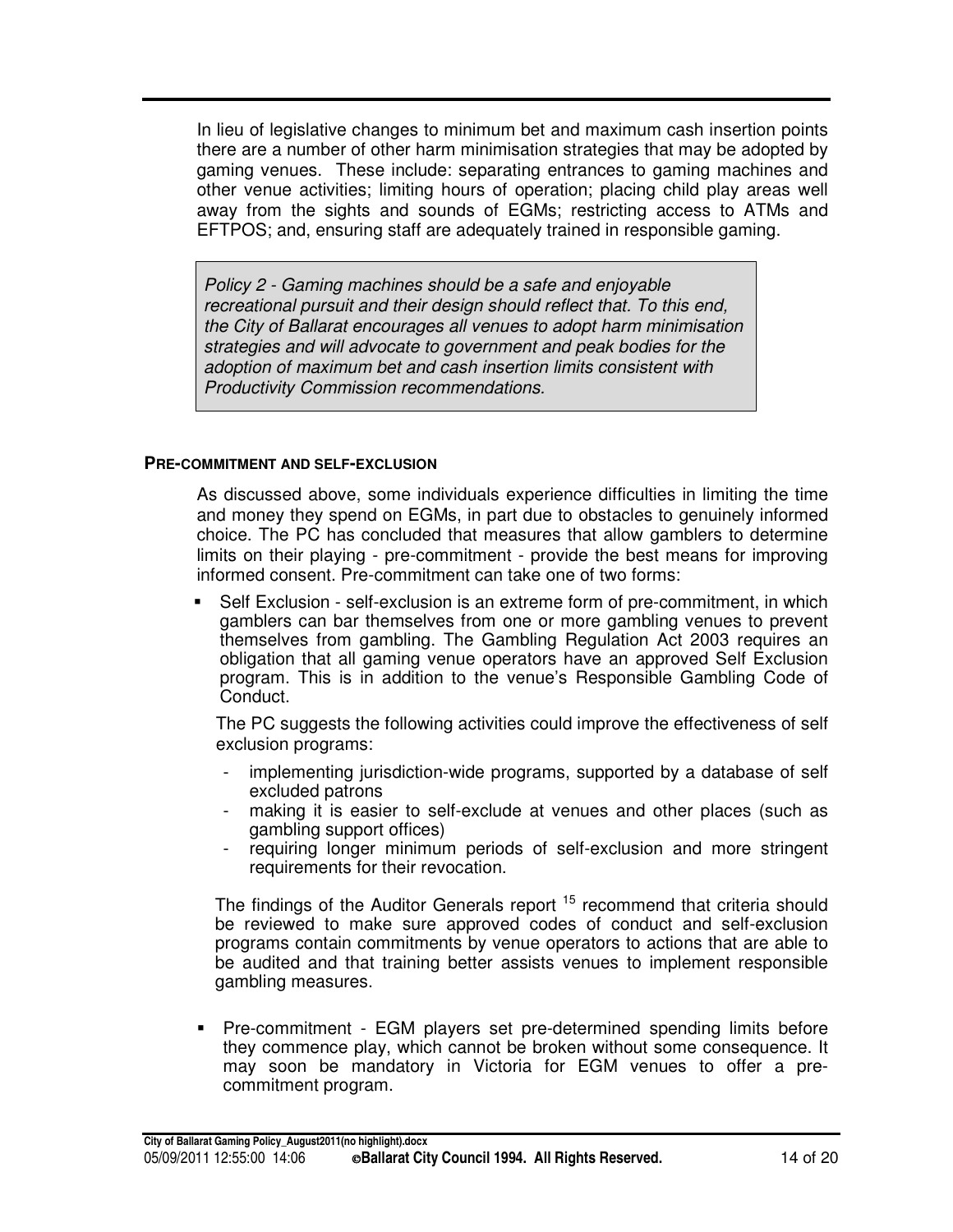In lieu of legislative changes to minimum bet and maximum cash insertion points there are a number of other harm minimisation strategies that may be adopted by gaming venues. These include: separating entrances to gaming machines and other venue activities; limiting hours of operation; placing child play areas well away from the sights and sounds of EGMs; restricting access to ATMs and EFTPOS; and, ensuring staff are adequately trained in responsible gaming.

> *Policy 2 - Gaming machines should be a safe and enjoyable recreational pursuit and their design should reflect that. To this end, the City of Ballarat encourages all venues to adopt harm minimisation strategies and will advocate to government and peak bodies for the adoption of maximum bet and cash insertion limits consistent with Productivity Commission recommendations.*

#### PRE-COMMITMENT AND SELF-EXCLUSION

As discussed above, some individuals experience difficulties in limiting the time and money they spend on EGMs, in part due to obstacles to genuinely informed choice. The PC has concluded that measures that allow gamblers to determine limits on their playing - pre-commitment - provide the best means for improving informed consent. Pre-commitment can take one of two forms:

- Self Exclusion - self-exclusion is an extreme form of pre-commitment, in which gamblers can bar themselves from one or more gambling venues to prevent themselves from gambling. The Gambling Regulation Act 2003 requires an obligation that all gaming venue operators have an approved Self Exclusion program. This is in addition to the venue's Responsible Gambling Code of Conduct.

  The PC suggests the following activities could improve the effectiveness of self exclusion programs:

  - implementing jurisdiction-wide programs, supported by a database of self excluded patrons
  - making it is easier to self-exclude at venues and other places (such as gambling support offices)
  - requiring longer minimum periods of self-exclusion and more stringent requirements for their revocation.

  The findings of the Auditor Generals report [15] recommend that criteria should be reviewed to make sure approved codes of conduct and self-exclusion programs contain commitments by venue operators to actions that are able to be audited and that training better assists venues to implement responsible gambling measures.

- Pre-commitment - EGM players set pre-determined spending limits before they commence play, which cannot be broken without some consequence. It may soon be mandatory in Victoria for EGM venues to offer a pre-commitment program.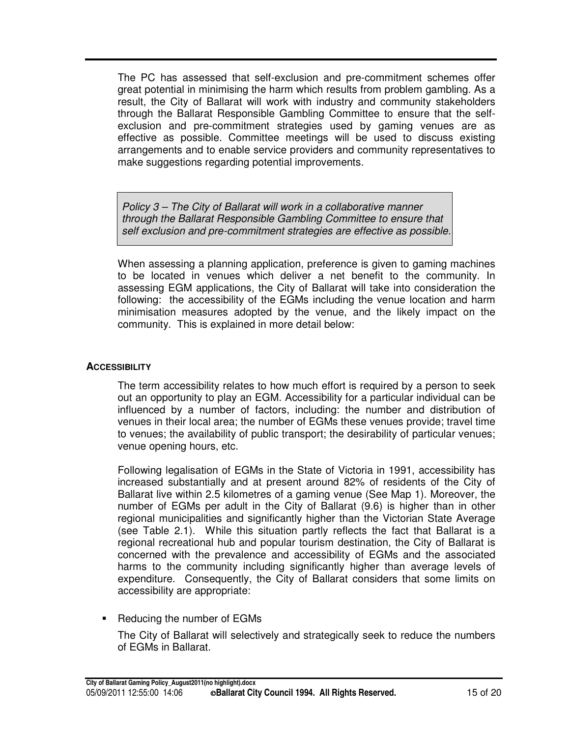The PC has assessed that self-exclusion and pre-commitment schemes offer great potential in minimising the harm which results from problem gambling. As a result, the City of Ballarat will work with industry and community stakeholders through the Ballarat Responsible Gambling Committee to ensure that the self-exclusion and pre-commitment strategies used by gaming venues are as effective as possible. Committee meetings will be used to discuss existing arrangements and to enable service providers and community representatives to make suggestions regarding potential improvements.

> *Policy 3 – The City of Ballarat will work in a collaborative manner through the Ballarat Responsible Gambling Committee to ensure that self exclusion and pre-commitment strategies are effective as possible.*

When assessing a planning application, preference is given to gaming machines to be located in venues which deliver a net benefit to the community. In assessing EGM applications, the City of Ballarat will take into consideration the following: the accessibility of the EGMs including the venue location and harm minimisation measures adopted by the venue, and the likely impact on the community. This is explained in more detail below:

### ACCESSIBILITY

The term accessibility relates to how much effort is required by a person to seek out an opportunity to play an EGM. Accessibility for a particular individual can be influenced by a number of factors, including: the number and distribution of venues in their local area; the number of EGMs these venues provide; travel time to venues; the availability of public transport; the desirability of particular venues; venue opening hours, etc.

Following legalisation of EGMs in the State of Victoria in 1991, accessibility has increased substantially and at present around 82% of residents of the City of Ballarat live within 2.5 kilometres of a gaming venue (See Map 1). Moreover, the number of EGMs per adult in the City of Ballarat (9.6) is higher than in other regional municipalities and significantly higher than the Victorian State Average (see Table 2.1). While this situation partly reflects the fact that Ballarat is a regional recreational hub and popular tourism destination, the City of Ballarat is concerned with the prevalence and accessibility of EGMs and the associated harms to the community including significantly higher than average levels of expenditure. Consequently, the City of Ballarat considers that some limits on accessibility are appropriate:

- Reducing the number of EGMs

  The City of Ballarat will selectively and strategically seek to reduce the numbers of EGMs in Ballarat.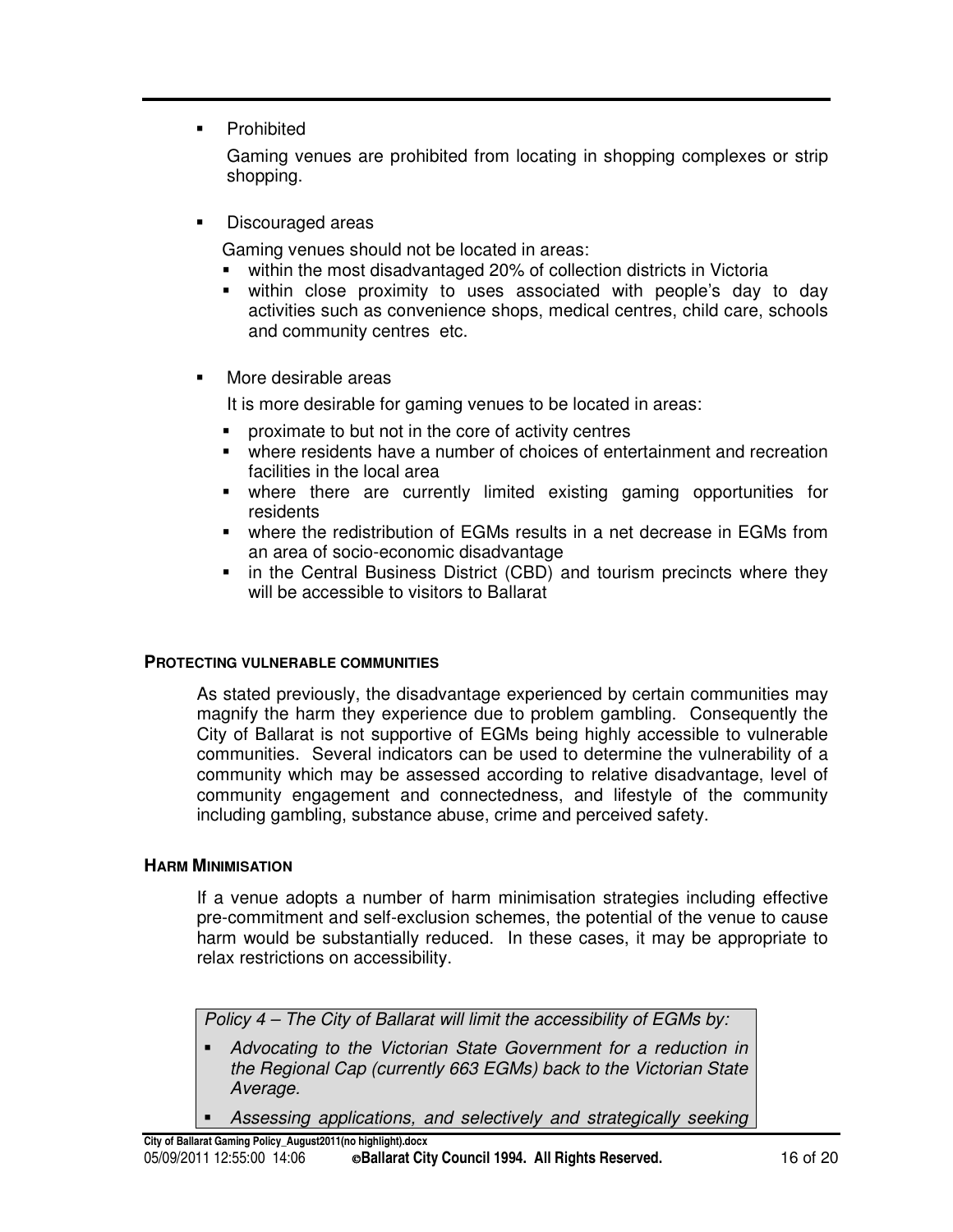- Prohibited

  Gaming venues are prohibited from locating in shopping complexes or strip shopping.

- Discouraged areas

  Gaming venues should not be located in areas:
  - within the most disadvantaged 20% of collection districts in Victoria
  - within close proximity to uses associated with people's day to day activities such as convenience shops, medical centres, child care, schools and community centres etc.

- More desirable areas

  It is more desirable for gaming venues to be located in areas:
  - proximate to but not in the core of activity centres
  - where residents have a number of choices of entertainment and recreation facilities in the local area
  - where there are currently limited existing gaming opportunities for residents
  - where the redistribution of EGMs results in a net decrease in EGMs from an area of socio-economic disadvantage
  - in the Central Business District (CBD) and tourism precincts where they will be accessible to visitors to Ballarat

#### PROTECTING VULNERABLE COMMUNITIES

As stated previously, the disadvantage experienced by certain communities may magnify the harm they experience due to problem gambling. Consequently the City of Ballarat is not supportive of EGMs being highly accessible to vulnerable communities. Several indicators can be used to determine the vulnerability of a community which may be assessed according to relative disadvantage, level of community engagement and connectedness, and lifestyle of the community including gambling, substance abuse, crime and perceived safety.

#### HARM MINIMISATION

If a venue adopts a number of harm minimisation strategies including effective pre-commitment and self-exclusion schemes, the potential of the venue to cause harm would be substantially reduced. In these cases, it may be appropriate to relax restrictions on accessibility.

*Policy 4 – The City of Ballarat will limit the accessibility of EGMs by:*

- *Advocating to the Victorian State Government for a reduction in the Regional Cap (currently 663 EGMs) back to the Victorian State Average.*
- *Assessing applications, and selectively and strategically seeking*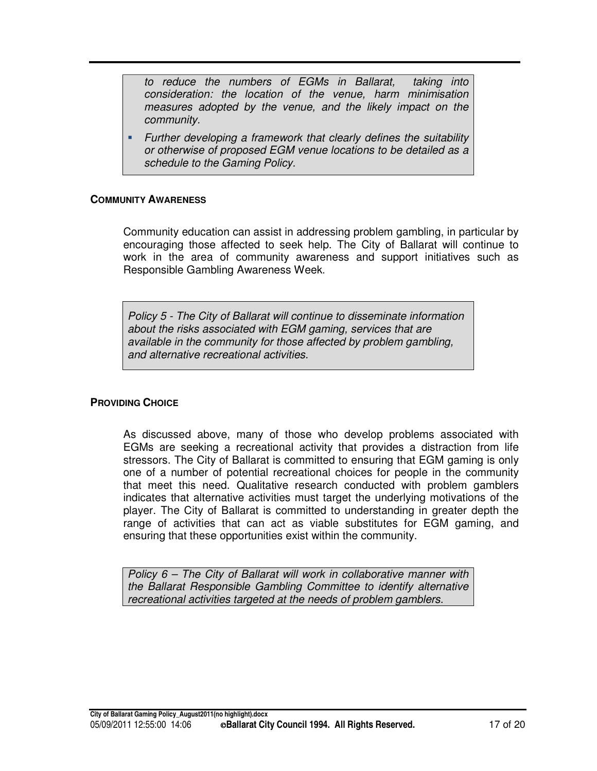*to reduce the numbers of EGMs in Ballarat, taking into consideration: the location of the venue, harm minimisation measures adopted by the venue, and the likely impact on the community.*

- *Further developing a framework that clearly defines the suitability or otherwise of proposed EGM venue locations to be detailed as a schedule to the Gaming Policy.*

**COMMUNITY AWARENESS**

Community education can assist in addressing problem gambling, in particular by encouraging those affected to seek help. The City of Ballarat will continue to work in the area of community awareness and support initiatives such as Responsible Gambling Awareness Week.

*Policy 5 - The City of Ballarat will continue to disseminate information about the risks associated with EGM gaming, services that are available in the community for those affected by problem gambling, and alternative recreational activities.*

**PROVIDING CHOICE**

As discussed above, many of those who develop problems associated with EGMs are seeking a recreational activity that provides a distraction from life stressors. The City of Ballarat is committed to ensuring that EGM gaming is only one of a number of potential recreational choices for people in the community that meet this need. Qualitative research conducted with problem gamblers indicates that alternative activities must target the underlying motivations of the player. The City of Ballarat is committed to understanding in greater depth the range of activities that can act as viable substitutes for EGM gaming, and ensuring that these opportunities exist within the community.

*Policy 6 – The City of Ballarat will work in collaborative manner with the Ballarat Responsible Gambling Committee to identify alternative recreational activities targeted at the needs of problem gamblers.*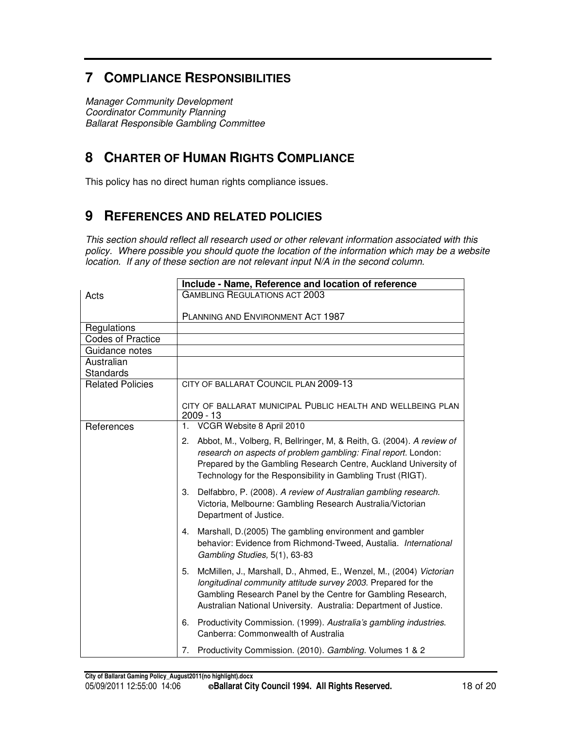## 7 Compliance Responsibilities

*Manager Community Development*
*Coordinator Community Planning*
*Ballarat Responsible Gambling Committee*

## 8 Charter of Human Rights Compliance

This policy has no direct human rights compliance issues.

## 9 References and related policies

*This section should reflect all research used or other relevant information associated with this policy. Where possible you should quote the location of the information which may be a website location. If any of these section are not relevant input N/A in the second column.*

| | **Include - Name, Reference and location of reference** |
|---|---|
| Acts | GAMBLING REGULATIONS ACT 2003<br><br>PLANNING AND ENVIRONMENT ACT 1987 |
| Regulations | |
| Codes of Practice | |
| Guidance notes | |
| Australian Standards | |
| Related Policies | CITY OF BALLARAT COUNCIL PLAN 2009-13<br><br>CITY OF BALLARAT MUNICIPAL PUBLIC HEALTH AND WELLBEING PLAN 2009 - 13 |
| References | 1. VCGR Website 8 April 2010<br>2. Abbot, M., Volberg, R, Bellringer, M, & Reith, G. (2004). *A review of research on aspects of problem gambling: Final report*. London: Prepared by the Gambling Research Centre, Auckland University of Technology for the Responsibility in Gambling Trust (RIGT).<br>3. Delfabbro, P. (2008). *A review of Australian gambling research.* Victoria, Melbourne: Gambling Research Australia/Victorian Department of Justice.<br>4. Marshall, D.(2005) The gambling environment and gambler behavior: Evidence from Richmond-Tweed, Austalia. *International Gambling Studies,* 5(1), 63-83<br>5. McMillen, J., Marshall, D., Ahmed, E., Wenzel, M., (2004) *Victorian longitudinal community attitude survey 2003.* Prepared for the Gambling Research Panel by the Centre for Gambling Research, Australian National University. Australia: Department of Justice.<br>6. Productivity Commission. (1999). *Australia's gambling industries*. Canberra: Commonwealth of Australia<br>7. Productivity Commission. (2010). *Gambling*. Volumes 1 & 2 |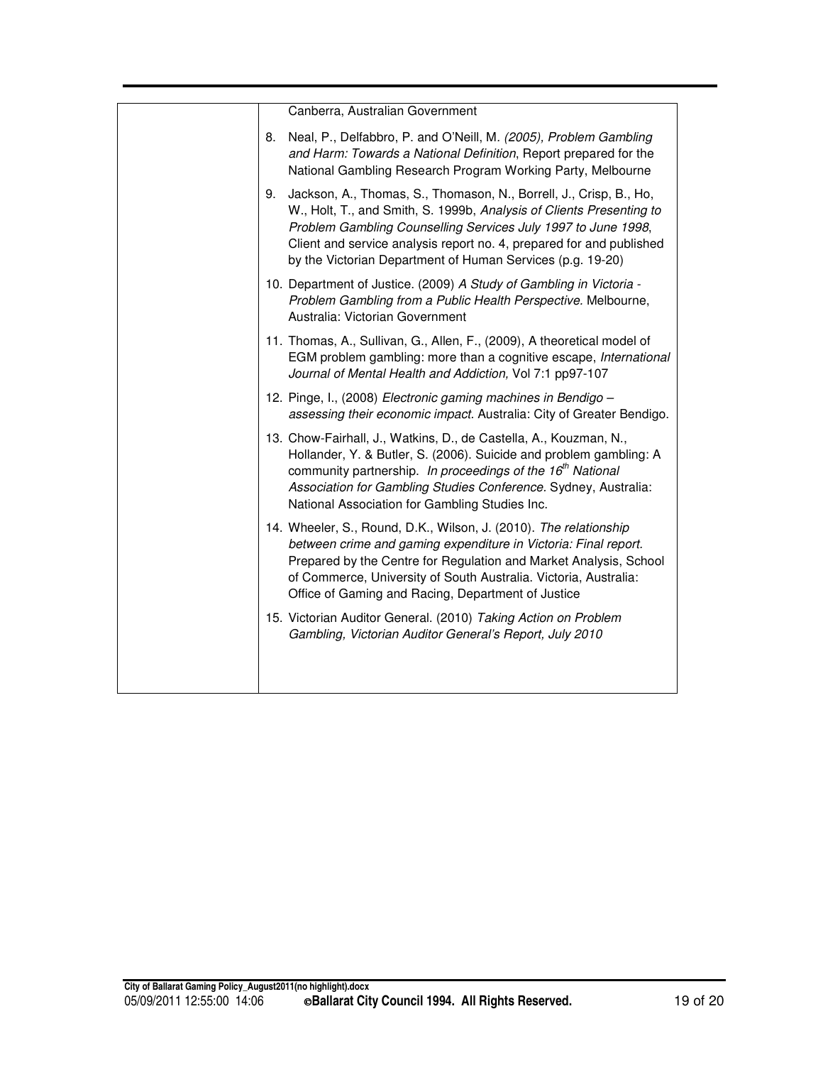Canberra, Australian Government

8. Neal, P., Delfabbro, P. and O'Neill, M. *(2005), Problem Gambling and Harm: Towards a National Definition*, Report prepared for the National Gambling Research Program Working Party, Melbourne

9. Jackson, A., Thomas, S., Thomason, N., Borrell, J., Crisp, B., Ho, W., Holt, T., and Smith, S. 1999b, *Analysis of Clients Presenting to Problem Gambling Counselling Services July 1997 to June 1998*, Client and service analysis report no. 4, prepared for and published by the Victorian Department of Human Services (p.g. 19-20)

10. Department of Justice. (2009) *A Study of Gambling in Victoria - Problem Gambling from a Public Health Perspective.* Melbourne, Australia: Victorian Government

11. Thomas, A., Sullivan, G., Allen, F., (2009), A theoretical model of EGM problem gambling: more than a cognitive escape, *International Journal of Mental Health and Addiction,* Vol 7:1 pp97-107

12. Pinge, I., (2008) *Electronic gaming machines in Bendigo – assessing their economic impact.* Australia: City of Greater Bendigo.

13. Chow-Fairhall, J., Watkins, D., de Castella, A., Kouzman, N., Hollander, Y. & Butler, S. (2006). Suicide and problem gambling: A community partnership. *In proceedings of the 16th National Association for Gambling Studies Conference.* Sydney, Australia: National Association for Gambling Studies Inc.

14. Wheeler, S., Round, D.K., Wilson, J. (2010). *The relationship between crime and gaming expenditure in Victoria: Final report.* Prepared by the Centre for Regulation and Market Analysis, School of Commerce, University of South Australia. Victoria, Australia: Office of Gaming and Racing, Department of Justice

15. Victorian Auditor General. (2010) *Taking Action on Problem Gambling, Victorian Auditor General's Report, July 2010*